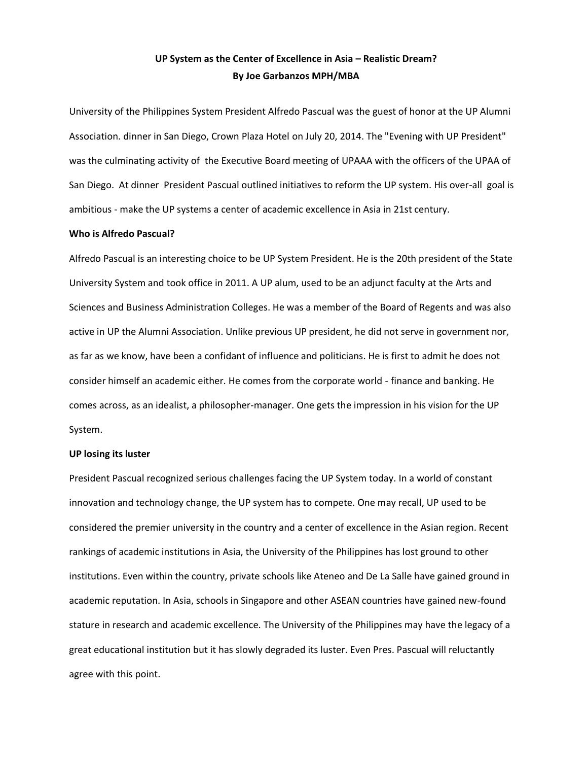# UP System as the Center of Excellence in Asia – Realistic Dream?

**By Joe Garbanzos MPH/MBA**

University of the Philippines System President Alfredo Pascual was the guest of honor at the UP Alumni Association. dinner in San Diego, Crown Plaza Hotel on July 20, 2014. The "Evening with UP President" was the culminating activity of the Executive Board meeting of UPAAA with the officers of the UPAA of San Diego. At dinner President Pascual outlined initiatives to reform the UP system. His over-all goal is ambitious - make the UP systems a center of academic excellence in Asia in 21st century.

**Who is Alfredo Pascual?**

Alfredo Pascual is an interesting choice to be UP System President. He is the 20th president of the State University System and took office in 2011. A UP alum, used to be an adjunct faculty at the Arts and Sciences and Business Administration Colleges. He was a member of the Board of Regents and was also active in UP the Alumni Association. Unlike previous UP president, he did not serve in government nor, as far as we know, have been a confidant of influence and politicians. He is first to admit he does not consider himself an academic either. He comes from the corporate world - finance and banking. He comes across, as an idealist, a philosopher-manager. One gets the impression in his vision for the UP System.

**UP losing its luster**

President Pascual recognized serious challenges facing the UP System today. In a world of constant innovation and technology change, the UP system has to compete. One may recall, UP used to be considered the premier university in the country and a center of excellence in the Asian region. Recent rankings of academic institutions in Asia, the University of the Philippines has lost ground to other institutions. Even within the country, private schools like Ateneo and De La Salle have gained ground in academic reputation. In Asia, schools in Singapore and other ASEAN countries have gained new-found stature in research and academic excellence. The University of the Philippines may have the legacy of a great educational institution but it has slowly degraded its luster. Even Pres. Pascual will reluctantly agree with this point.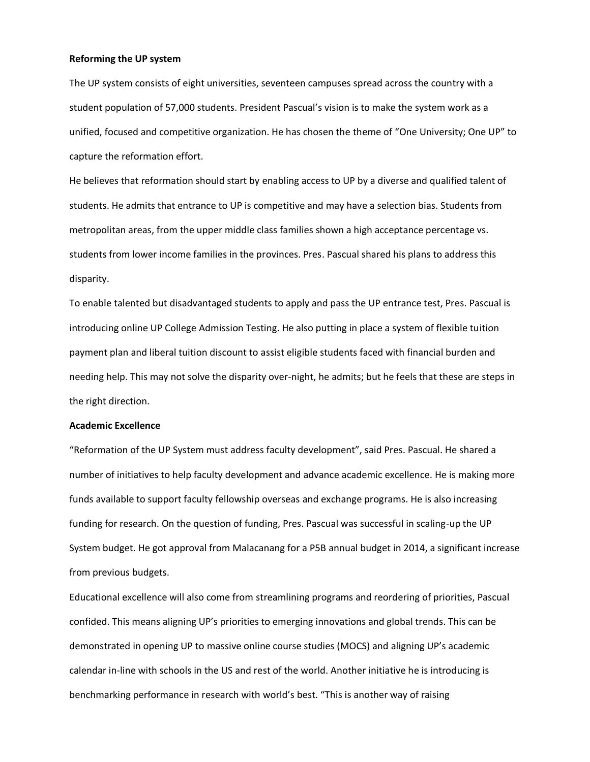**Reforming the UP system**

The UP system consists of eight universities, seventeen campuses spread across the country with a student population of 57,000 students. President Pascual's vision is to make the system work as a unified, focused and competitive organization. He has chosen the theme of "One University; One UP" to capture the reformation effort.

He believes that reformation should start by enabling access to UP by a diverse and qualified talent of students. He admits that entrance to UP is competitive and may have a selection bias. Students from metropolitan areas, from the upper middle class families shown a high acceptance percentage vs. students from lower income families in the provinces. Pres. Pascual shared his plans to address this disparity.

To enable talented but disadvantaged students to apply and pass the UP entrance test, Pres. Pascual is introducing online UP College Admission Testing. He also putting in place a system of flexible tuition payment plan and liberal tuition discount to assist eligible students faced with financial burden and needing help. This may not solve the disparity over-night, he admits; but he feels that these are steps in the right direction.

**Academic Excellence**

"Reformation of the UP System must address faculty development", said Pres. Pascual. He shared a number of initiatives to help faculty development and advance academic excellence. He is making more funds available to support faculty fellowship overseas and exchange programs. He is also increasing funding for research. On the question of funding, Pres. Pascual was successful in scaling-up the UP System budget. He got approval from Malacanang for a P5B annual budget in 2014, a significant increase from previous budgets.

Educational excellence will also come from streamlining programs and reordering of priorities, Pascual confided. This means aligning UP's priorities to emerging innovations and global trends. This can be demonstrated in opening UP to massive online course studies (MOCS) and aligning UP's academic calendar in-line with schools in the US and rest of the world. Another initiative he is introducing is benchmarking performance in research with world's best. "This is another way of raising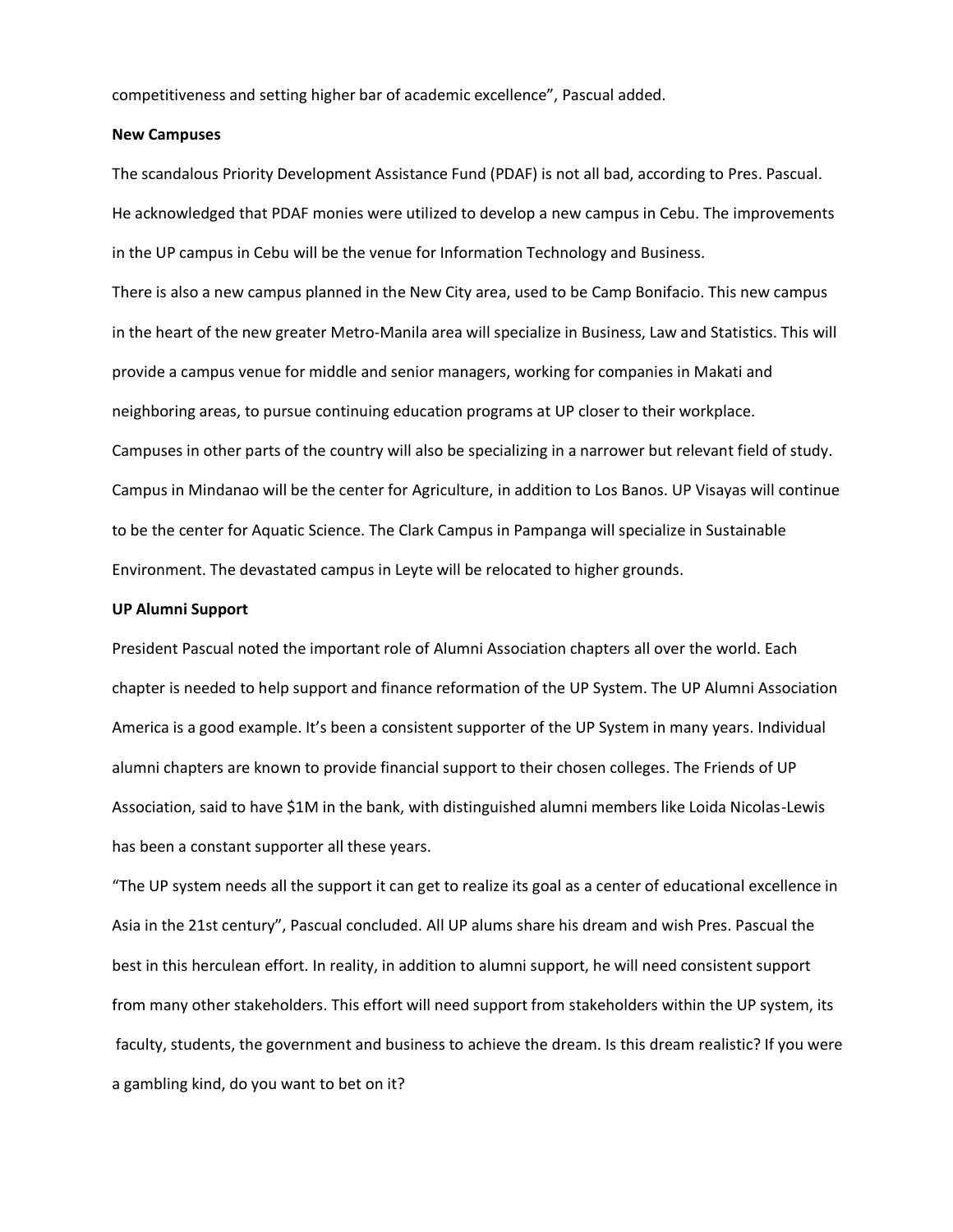competitiveness and setting higher bar of academic excellence", Pascual added.

**New Campuses**

The scandalous Priority Development Assistance Fund (PDAF) is not all bad, according to Pres. Pascual. He acknowledged that PDAF monies were utilized to develop a new campus in Cebu. The improvements in the UP campus in Cebu will be the venue for Information Technology and Business.

There is also a new campus planned in the New City area, used to be Camp Bonifacio. This new campus in the heart of the new greater Metro-Manila area will specialize in Business, Law and Statistics. This will provide a campus venue for middle and senior managers, working for companies in Makati and neighboring areas, to pursue continuing education programs at UP closer to their workplace.

Campuses in other parts of the country will also be specializing in a narrower but relevant field of study. Campus in Mindanao will be the center for Agriculture, in addition to Los Banos. UP Visayas will continue to be the center for Aquatic Science. The Clark Campus in Pampanga will specialize in Sustainable Environment. The devastated campus in Leyte will be relocated to higher grounds.

**UP Alumni Support**

President Pascual noted the important role of Alumni Association chapters all over the world. Each chapter is needed to help support and finance reformation of the UP System. The UP Alumni Association America is a good example. It's been a consistent supporter of the UP System in many years. Individual alumni chapters are known to provide financial support to their chosen colleges. The Friends of UP Association, said to have $1M in the bank, with distinguished alumni members like Loida Nicolas-Lewis has been a constant supporter all these years.

"The UP system needs all the support it can get to realize its goal as a center of educational excellence in Asia in the 21st century", Pascual concluded. All UP alums share his dream and wish Pres. Pascual the best in this herculean effort. In reality, in addition to alumni support, he will need consistent support from many other stakeholders. This effort will need support from stakeholders within the UP system, its faculty, students, the government and business to achieve the dream. Is this dream realistic? If you were a gambling kind, do you want to bet on it?